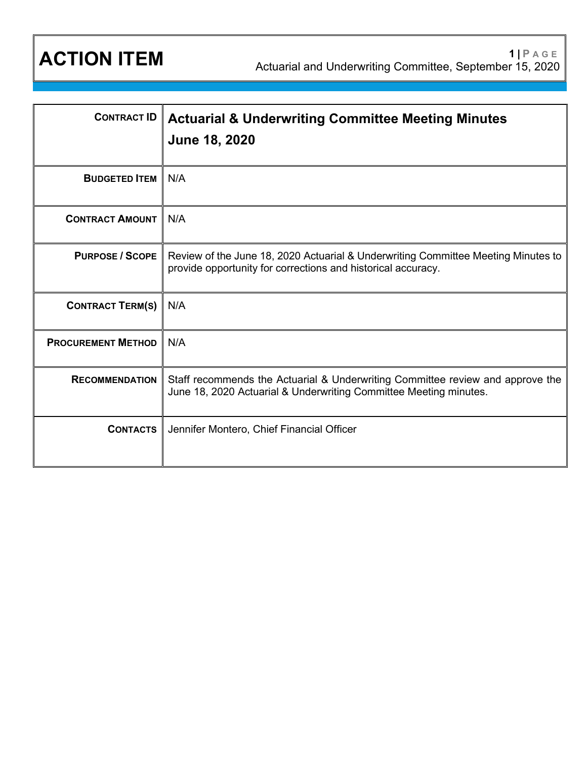# ACTION ITEM

Actuarial and Underwriting Committee, September 15, 2020

| | |
|---|---|
| **CONTRACT ID** | **Actuarial & Underwriting Committee Meeting Minutes June 18, 2020** |
| **BUDGETED ITEM** | N/A |
| **CONTRACT AMOUNT** | N/A |
| **PURPOSE / SCOPE** | Review of the June 18, 2020 Actuarial & Underwriting Committee Meeting Minutes to provide opportunity for corrections and historical accuracy. |
| **CONTRACT TERM(S)** | N/A |
| **PROCUREMENT METHOD** | N/A |
| **RECOMMENDATION** | Staff recommends the Actuarial & Underwriting Committee review and approve the June 18, 2020 Actuarial & Underwriting Committee Meeting minutes. |
| **CONTACTS** | Jennifer Montero, Chief Financial Officer |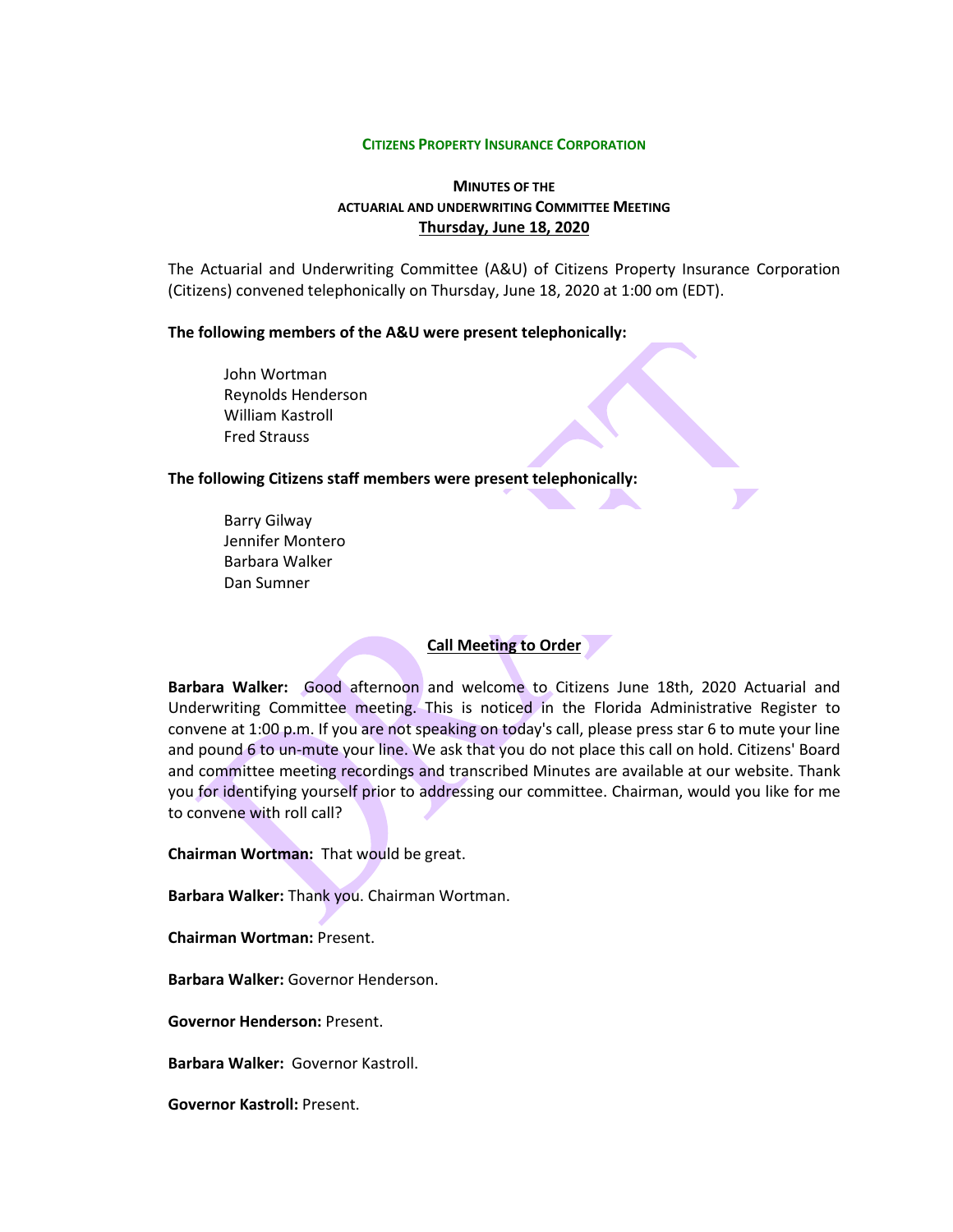**CITIZENS PROPERTY INSURANCE CORPORATION**

**MINUTES OF THE**
**ACTUARIAL AND UNDERWRITING COMMITTEE MEETING**
**Thursday, June 18, 2020**

The Actuarial and Underwriting Committee (A&U) of Citizens Property Insurance Corporation (Citizens) convened telephonically on Thursday, June 18, 2020 at 1:00 om (EDT).

**The following members of the A&U were present telephonically:**

John Wortman
Reynolds Henderson
William Kastroll
Fred Strauss

**The following Citizens staff members were present telephonically:**

Barry Gilway
Jennifer Montero
Barbara Walker
Dan Sumner

**Call Meeting to Order**

**Barbara Walker:** Good afternoon and welcome to Citizens June 18th, 2020 Actuarial and Underwriting Committee meeting. This is noticed in the Florida Administrative Register to convene at 1:00 p.m. If you are not speaking on today's call, please press star 6 to mute your line and pound 6 to un-mute your line. We ask that you do not place this call on hold. Citizens' Board and committee meeting recordings and transcribed Minutes are available at our website. Thank you for identifying yourself prior to addressing our committee. Chairman, would you like for me to convene with roll call?

**Chairman Wortman:** That would be great.

**Barbara Walker:** Thank you. Chairman Wortman.

**Chairman Wortman:** Present.

**Barbara Walker:** Governor Henderson.

**Governor Henderson:** Present.

**Barbara Walker:** Governor Kastroll.

**Governor Kastroll:** Present.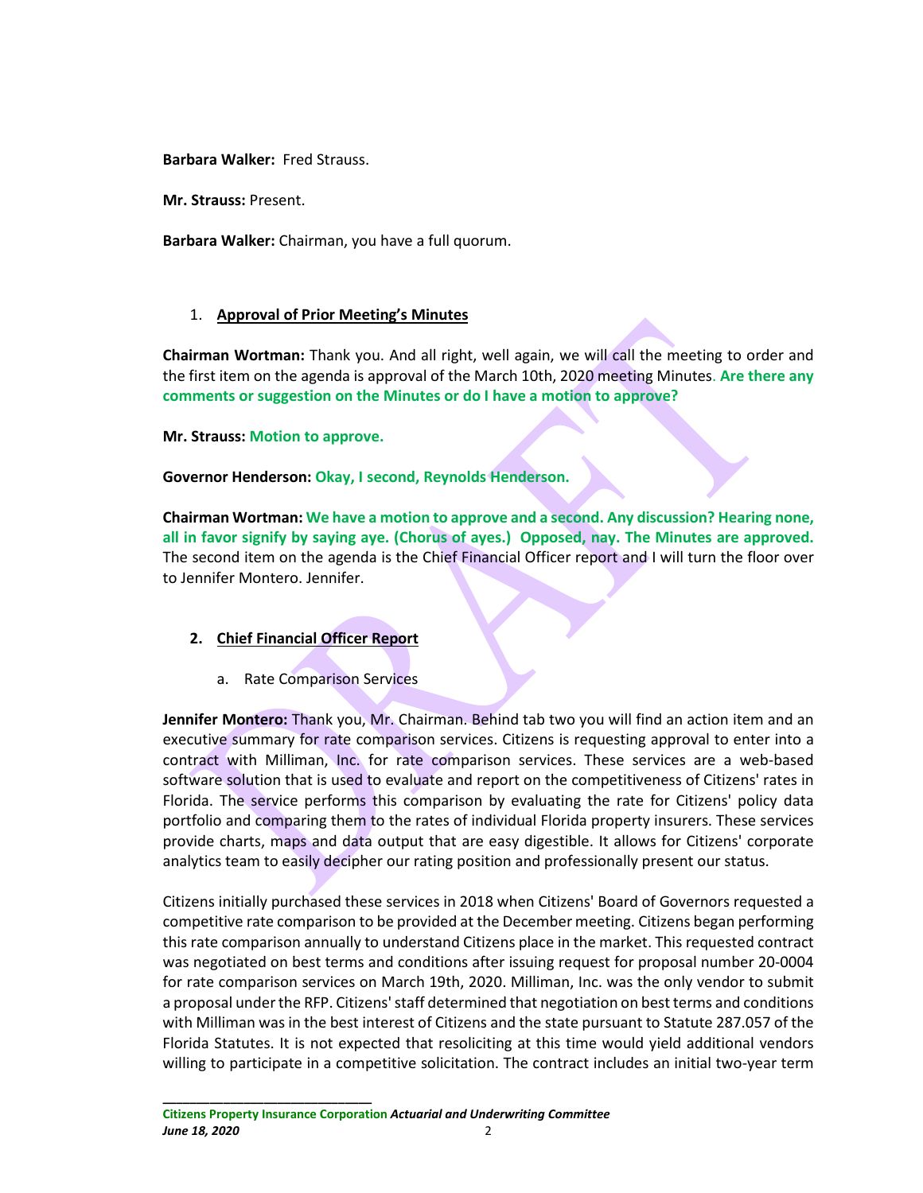**Barbara Walker:** Fred Strauss.

**Mr. Strauss:** Present.

**Barbara Walker:** Chairman, you have a full quorum.

1. **Approval of Prior Meeting's Minutes**

**Chairman Wortman:** Thank you. And all right, well again, we will call the meeting to order and the first item on the agenda is approval of the March 10th, 2020 meeting Minutes. **Are there any comments or suggestion on the Minutes or do I have a motion to approve?**

**Mr. Strauss: Motion to approve.**

**Governor Henderson: Okay, I second, Reynolds Henderson.**

**Chairman Wortman: We have a motion to approve and a second. Any discussion? Hearing none, all in favor signify by saying aye. (Chorus of ayes.) Opposed, nay. The Minutes are approved.** The second item on the agenda is the Chief Financial Officer report and I will turn the floor over to Jennifer Montero. Jennifer.

2. **Chief Financial Officer Report**

   a. Rate Comparison Services

**Jennifer Montero:** Thank you, Mr. Chairman. Behind tab two you will find an action item and an executive summary for rate comparison services. Citizens is requesting approval to enter into a contract with Milliman, Inc. for rate comparison services. These services are a web-based software solution that is used to evaluate and report on the competitiveness of Citizens' rates in Florida. The service performs this comparison by evaluating the rate for Citizens' policy data portfolio and comparing them to the rates of individual Florida property insurers. These services provide charts, maps and data output that are easy digestible. It allows for Citizens' corporate analytics team to easily decipher our rating position and professionally present our status.

Citizens initially purchased these services in 2018 when Citizens' Board of Governors requested a competitive rate comparison to be provided at the December meeting. Citizens began performing this rate comparison annually to understand Citizens place in the market. This requested contract was negotiated on best terms and conditions after issuing request for proposal number 20-0004 for rate comparison services on March 19th, 2020. Milliman, Inc. was the only vendor to submit a proposal under the RFP. Citizens' staff determined that negotiation on best terms and conditions with Milliman was in the best interest of Citizens and the state pursuant to Statute 287.057 of the Florida Statutes. It is not expected that resoliciting at this time would yield additional vendors willing to participate in a competitive solicitation. The contract includes an initial two-year term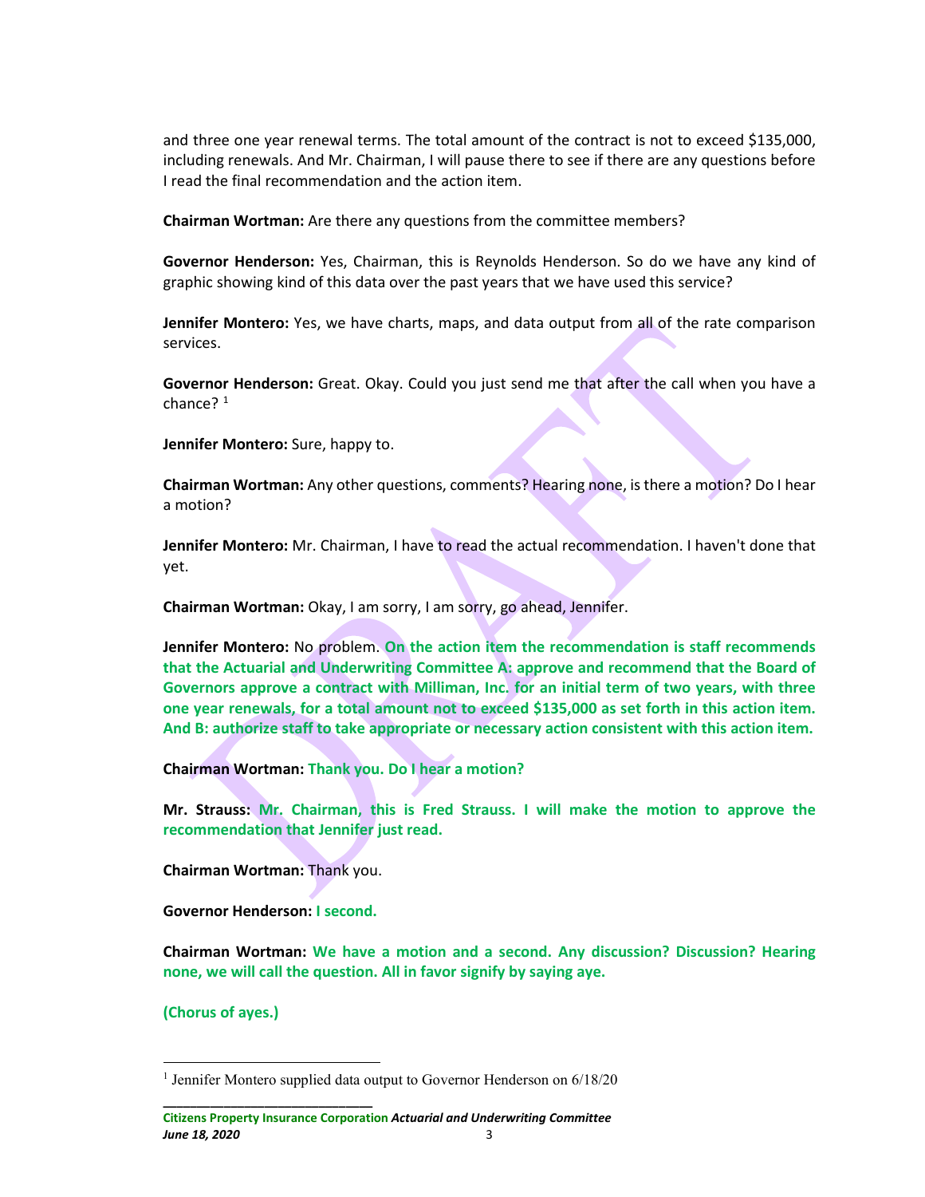and three one year renewal terms. The total amount of the contract is not to exceed $135,000, including renewals. And Mr. Chairman, I will pause there to see if there are any questions before I read the final recommendation and the action item.

**Chairman Wortman:** Are there any questions from the committee members?

**Governor Henderson:** Yes, Chairman, this is Reynolds Henderson. So do we have any kind of graphic showing kind of this data over the past years that we have used this service?

**Jennifer Montero:** Yes, we have charts, maps, and data output from all of the rate comparison services.

**Governor Henderson:** Great. Okay. Could you just send me that after the call when you have a chance? [1]

**Jennifer Montero:** Sure, happy to.

**Chairman Wortman:** Any other questions, comments? Hearing none, is there a motion? Do I hear a motion?

**Jennifer Montero:** Mr. Chairman, I have to read the actual recommendation. I haven't done that yet.

**Chairman Wortman:** Okay, I am sorry, I am sorry, go ahead, Jennifer.

**Jennifer Montero:** No problem. **On the action item the recommendation is staff recommends that the Actuarial and Underwriting Committee A: approve and recommend that the Board of Governors approve a contract with Milliman, Inc. for an initial term of two years, with three one year renewals, for a total amount not to exceed $135,000 as set forth in this action item. And B: authorize staff to take appropriate or necessary action consistent with this action item.**

**Chairman Wortman:** **Thank you. Do I hear a motion?**

**Mr. Strauss:** **Mr. Chairman, this is Fred Strauss. I will make the motion to approve the recommendation that Jennifer just read.**

**Chairman Wortman:** Thank you.

**Governor Henderson:** **I second.**

**Chairman Wortman:** **We have a motion and a second. Any discussion? Discussion? Hearing none, we will call the question. All in favor signify by saying aye.**

**(Chorus of ayes.)**

---

[1] Jennifer Montero supplied data output to Governor Henderson on 6/18/20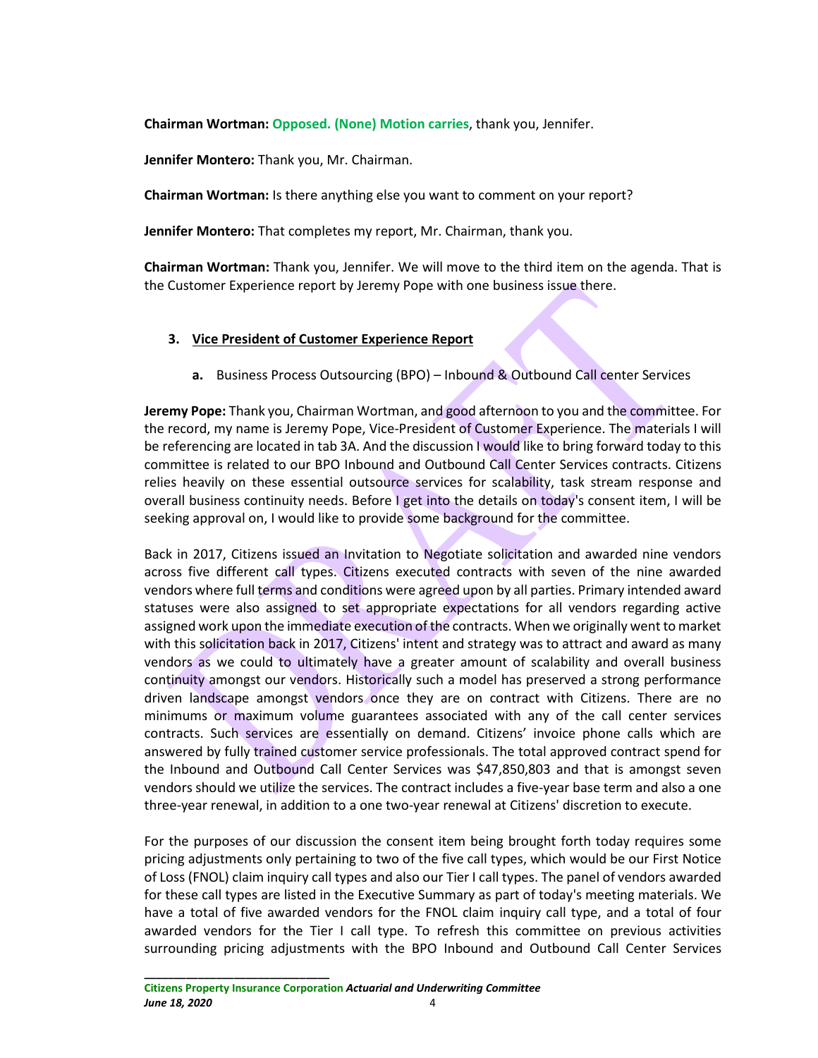**Chairman Wortman:** **Opposed. (None) Motion carries**, thank you, Jennifer.

**Jennifer Montero:** Thank you, Mr. Chairman.

**Chairman Wortman:** Is there anything else you want to comment on your report?

**Jennifer Montero:** That completes my report, Mr. Chairman, thank you.

**Chairman Wortman:** Thank you, Jennifer. We will move to the third item on the agenda. That is the Customer Experience report by Jeremy Pope with one business issue there.

## 3. Vice President of Customer Experience Report

**a.** Business Process Outsourcing (BPO) – Inbound & Outbound Call center Services

**Jeremy Pope:** Thank you, Chairman Wortman, and good afternoon to you and the committee. For the record, my name is Jeremy Pope, Vice-President of Customer Experience. The materials I will be referencing are located in tab 3A. And the discussion I would like to bring forward today to this committee is related to our BPO Inbound and Outbound Call Center Services contracts. Citizens relies heavily on these essential outsource services for scalability, task stream response and overall business continuity needs. Before I get into the details on today's consent item, I will be seeking approval on, I would like to provide some background for the committee.

Back in 2017, Citizens issued an Invitation to Negotiate solicitation and awarded nine vendors across five different call types. Citizens executed contracts with seven of the nine awarded vendors where full terms and conditions were agreed upon by all parties. Primary intended award statuses were also assigned to set appropriate expectations for all vendors regarding active assigned work upon the immediate execution of the contracts. When we originally went to market with this solicitation back in 2017, Citizens' intent and strategy was to attract and award as many vendors as we could to ultimately have a greater amount of scalability and overall business continuity amongst our vendors. Historically such a model has preserved a strong performance driven landscape amongst vendors once they are on contract with Citizens. There are no minimums or maximum volume guarantees associated with any of the call center services contracts. Such services are essentially on demand. Citizens' invoice phone calls which are answered by fully trained customer service professionals. The total approved contract spend for the Inbound and Outbound Call Center Services was $47,850,803 and that is amongst seven vendors should we utilize the services. The contract includes a five-year base term and also a one three-year renewal, in addition to a one two-year renewal at Citizens' discretion to execute.

For the purposes of our discussion the consent item being brought forth today requires some pricing adjustments only pertaining to two of the five call types, which would be our First Notice of Loss (FNOL) claim inquiry call types and also our Tier I call types. The panel of vendors awarded for these call types are listed in the Executive Summary as part of today's meeting materials. We have a total of five awarded vendors for the FNOL claim inquiry call type, and a total of four awarded vendors for the Tier I call type. To refresh this committee on previous activities surrounding pricing adjustments with the BPO Inbound and Outbound Call Center Services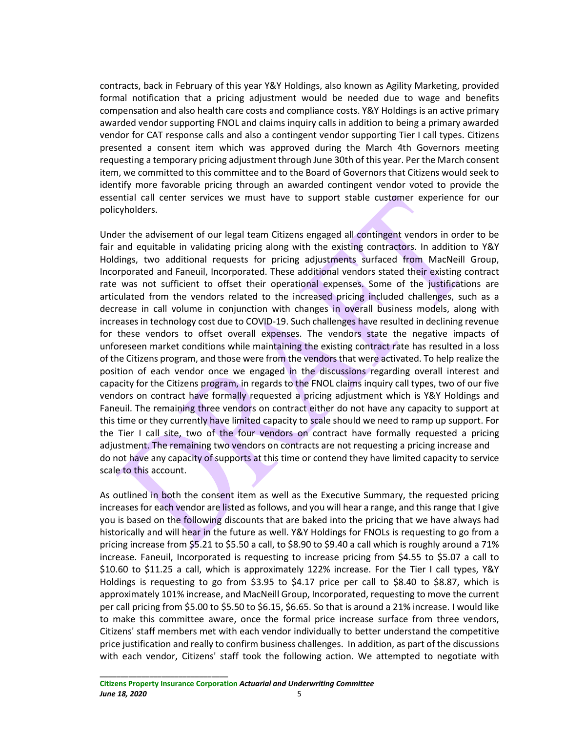contracts, back in February of this year Y&Y Holdings, also known as Agility Marketing, provided formal notification that a pricing adjustment would be needed due to wage and benefits compensation and also health care costs and compliance costs. Y&Y Holdings is an active primary awarded vendor supporting FNOL and claims inquiry calls in addition to being a primary awarded vendor for CAT response calls and also a contingent vendor supporting Tier I call types. Citizens presented a consent item which was approved during the March 4th Governors meeting requesting a temporary pricing adjustment through June 30th of this year. Per the March consent item, we committed to this committee and to the Board of Governors that Citizens would seek to identify more favorable pricing through an awarded contingent vendor voted to provide the essential call center services we must have to support stable customer experience for our policyholders.

Under the advisement of our legal team Citizens engaged all contingent vendors in order to be fair and equitable in validating pricing along with the existing contractors. In addition to Y&Y Holdings, two additional requests for pricing adjustments surfaced from MacNeill Group, Incorporated and Faneuil, Incorporated. These additional vendors stated their existing contract rate was not sufficient to offset their operational expenses. Some of the justifications are articulated from the vendors related to the increased pricing included challenges, such as a decrease in call volume in conjunction with changes in overall business models, along with increases in technology cost due to COVID-19. Such challenges have resulted in declining revenue for these vendors to offset overall expenses. The vendors state the negative impacts of unforeseen market conditions while maintaining the existing contract rate has resulted in a loss of the Citizens program, and those were from the vendors that were activated. To help realize the position of each vendor once we engaged in the discussions regarding overall interest and capacity for the Citizens program, in regards to the FNOL claims inquiry call types, two of our five vendors on contract have formally requested a pricing adjustment which is Y&Y Holdings and Faneuil. The remaining three vendors on contract either do not have any capacity to support at this time or they currently have limited capacity to scale should we need to ramp up support. For the Tier I call site, two of the four vendors on contract have formally requested a pricing adjustment. The remaining two vendors on contracts are not requesting a pricing increase and do not have any capacity of supports at this time or contend they have limited capacity to service scale to this account.

As outlined in both the consent item as well as the Executive Summary, the requested pricing increases for each vendor are listed as follows, and you will hear a range, and this range that I give you is based on the following discounts that are baked into the pricing that we have always had historically and will hear in the future as well. Y&Y Holdings for FNOLs is requesting to go from a pricing increase from $5.21 to $5.50 a call, to $8.90 to $9.40 a call which is roughly around a 71% increase. Faneuil, Incorporated is requesting to increase pricing from $4.55 to $5.07 a call to $10.60 to $11.25 a call, which is approximately 122% increase. For the Tier I call types, Y&Y Holdings is requesting to go from $3.95 to $4.17 price per call to $8.40 to $8.87, which is approximately 101% increase, and MacNeill Group, Incorporated, requesting to move the current per call pricing from $5.00 to $5.50 to $6.15, $6.65. So that is around a 21% increase. I would like to make this committee aware, once the formal price increase surface from three vendors, Citizens' staff members met with each vendor individually to better understand the competitive price justification and really to confirm business challenges. In addition, as part of the discussions with each vendor, Citizens' staff took the following action. We attempted to negotiate with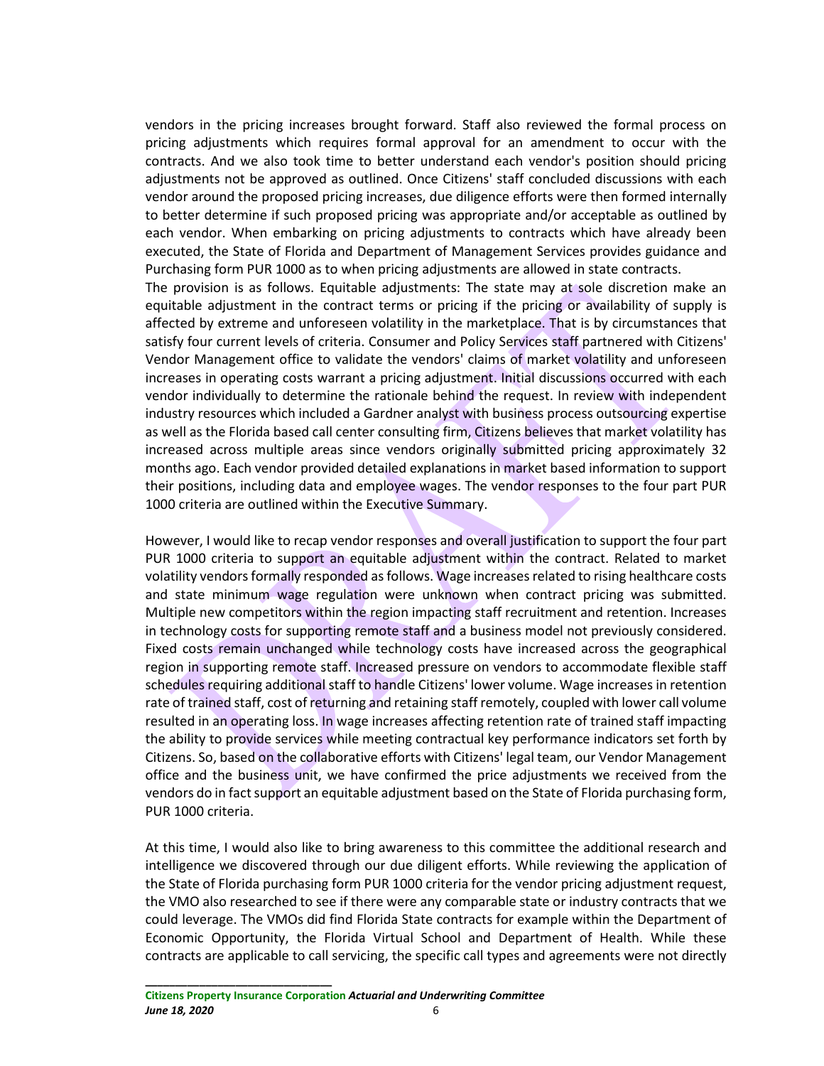vendors in the pricing increases brought forward. Staff also reviewed the formal process on pricing adjustments which requires formal approval for an amendment to occur with the contracts. And we also took time to better understand each vendor's position should pricing adjustments not be approved as outlined. Once Citizens' staff concluded discussions with each vendor around the proposed pricing increases, due diligence efforts were then formed internally to better determine if such proposed pricing was appropriate and/or acceptable as outlined by each vendor. When embarking on pricing adjustments to contracts which have already been executed, the State of Florida and Department of Management Services provides guidance and Purchasing form PUR 1000 as to when pricing adjustments are allowed in state contracts.
The provision is as follows. Equitable adjustments: The state may at sole discretion make an equitable adjustment in the contract terms or pricing if the pricing or availability of supply is affected by extreme and unforeseen volatility in the marketplace. That is by circumstances that satisfy four current levels of criteria. Consumer and Policy Services staff partnered with Citizens' Vendor Management office to validate the vendors' claims of market volatility and unforeseen increases in operating costs warrant a pricing adjustment. Initial discussions occurred with each vendor individually to determine the rationale behind the request. In review with independent industry resources which included a Gardner analyst with business process outsourcing expertise as well as the Florida based call center consulting firm, Citizens believes that market volatility has increased across multiple areas since vendors originally submitted pricing approximately 32 months ago. Each vendor provided detailed explanations in market based information to support their positions, including data and employee wages. The vendor responses to the four part PUR 1000 criteria are outlined within the Executive Summary.

However, I would like to recap vendor responses and overall justification to support the four part PUR 1000 criteria to support an equitable adjustment within the contract. Related to market volatility vendors formally responded as follows. Wage increases related to rising healthcare costs and state minimum wage regulation were unknown when contract pricing was submitted. Multiple new competitors within the region impacting staff recruitment and retention. Increases in technology costs for supporting remote staff and a business model not previously considered. Fixed costs remain unchanged while technology costs have increased across the geographical region in supporting remote staff. Increased pressure on vendors to accommodate flexible staff schedules requiring additional staff to handle Citizens' lower volume. Wage increases in retention rate of trained staff, cost of returning and retaining staff remotely, coupled with lower call volume resulted in an operating loss. In wage increases affecting retention rate of trained staff impacting the ability to provide services while meeting contractual key performance indicators set forth by Citizens. So, based on the collaborative efforts with Citizens' legal team, our Vendor Management office and the business unit, we have confirmed the price adjustments we received from the vendors do in fact support an equitable adjustment based on the State of Florida purchasing form, PUR 1000 criteria.

At this time, I would also like to bring awareness to this committee the additional research and intelligence we discovered through our due diligent efforts. While reviewing the application of the State of Florida purchasing form PUR 1000 criteria for the vendor pricing adjustment request, the VMO also researched to see if there were any comparable state or industry contracts that we could leverage. The VMOs did find Florida State contracts for example within the Department of Economic Opportunity, the Florida Virtual School and Department of Health. While these contracts are applicable to call servicing, the specific call types and agreements were not directly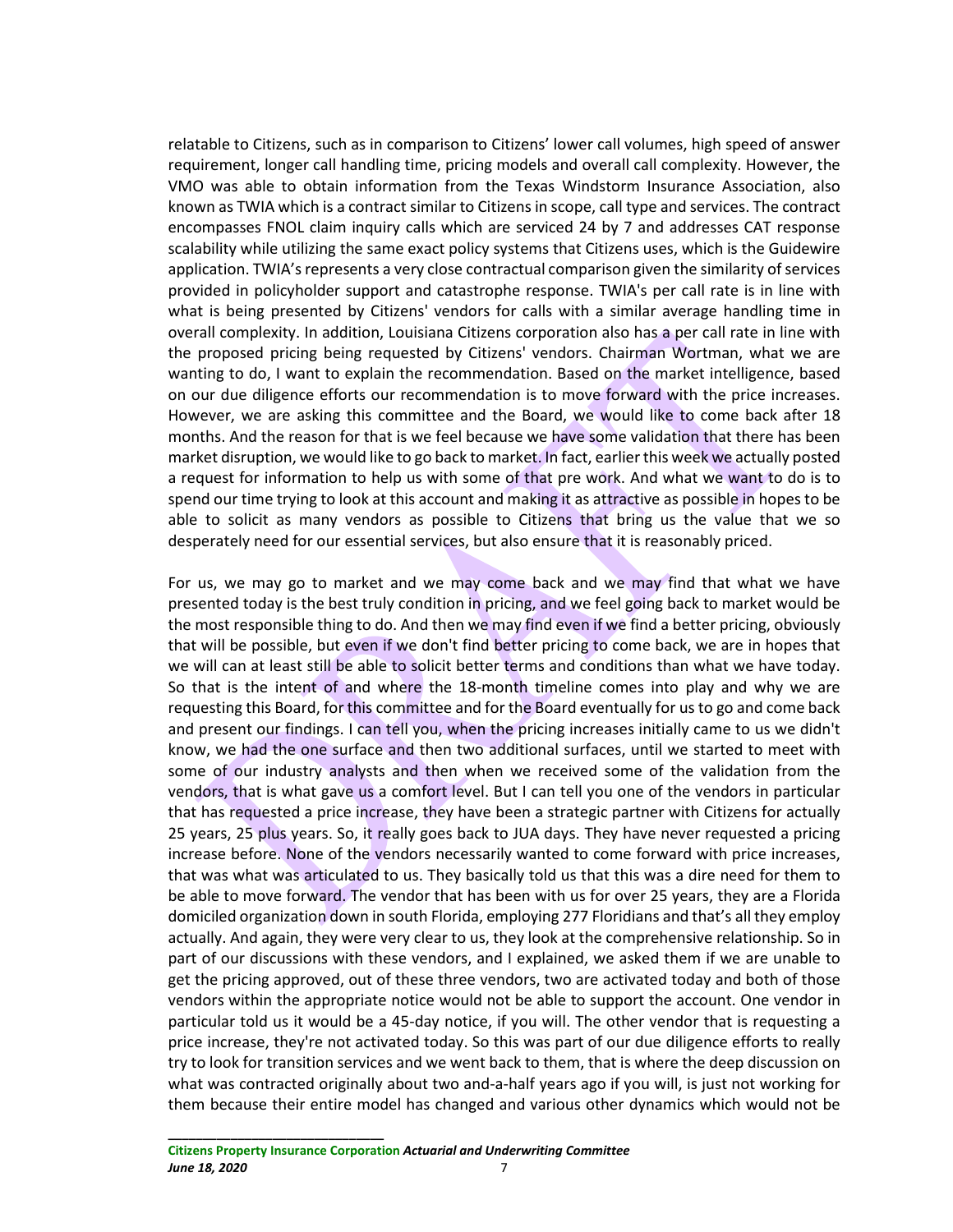relatable to Citizens, such as in comparison to Citizens' lower call volumes, high speed of answer requirement, longer call handling time, pricing models and overall call complexity. However, the VMO was able to obtain information from the Texas Windstorm Insurance Association, also known as TWIA which is a contract similar to Citizens in scope, call type and services. The contract encompasses FNOL claim inquiry calls which are serviced 24 by 7 and addresses CAT response scalability while utilizing the same exact policy systems that Citizens uses, which is the Guidewire application. TWIA's represents a very close contractual comparison given the similarity of services provided in policyholder support and catastrophe response. TWIA's per call rate is in line with what is being presented by Citizens' vendors for calls with a similar average handling time in overall complexity. In addition, Louisiana Citizens corporation also has a per call rate in line with the proposed pricing being requested by Citizens' vendors. Chairman Wortman, what we are wanting to do, I want to explain the recommendation. Based on the market intelligence, based on our due diligence efforts our recommendation is to move forward with the price increases. However, we are asking this committee and the Board, we would like to come back after 18 months. And the reason for that is we feel because we have some validation that there has been market disruption, we would like to go back to market. In fact, earlier this week we actually posted a request for information to help us with some of that pre work. And what we want to do is to spend our time trying to look at this account and making it as attractive as possible in hopes to be able to solicit as many vendors as possible to Citizens that bring us the value that we so desperately need for our essential services, but also ensure that it is reasonably priced.

For us, we may go to market and we may come back and we may find that what we have presented today is the best truly condition in pricing, and we feel going back to market would be the most responsible thing to do. And then we may find even if we find a better pricing, obviously that will be possible, but even if we don't find better pricing to come back, we are in hopes that we will can at least still be able to solicit better terms and conditions than what we have today. So that is the intent of and where the 18-month timeline comes into play and why we are requesting this Board, for this committee and for the Board eventually for us to go and come back and present our findings. I can tell you, when the pricing increases initially came to us we didn't know, we had the one surface and then two additional surfaces, until we started to meet with some of our industry analysts and then when we received some of the validation from the vendors, that is what gave us a comfort level. But I can tell you one of the vendors in particular that has requested a price increase, they have been a strategic partner with Citizens for actually 25 years, 25 plus years. So, it really goes back to JUA days. They have never requested a pricing increase before. None of the vendors necessarily wanted to come forward with price increases, that was what was articulated to us. They basically told us that this was a dire need for them to be able to move forward. The vendor that has been with us for over 25 years, they are a Florida domiciled organization down in south Florida, employing 277 Floridians and that's all they employ actually. And again, they were very clear to us, they look at the comprehensive relationship. So in part of our discussions with these vendors, and I explained, we asked them if we are unable to get the pricing approved, out of these three vendors, two are activated today and both of those vendors within the appropriate notice would not be able to support the account. One vendor in particular told us it would be a 45-day notice, if you will. The other vendor that is requesting a price increase, they're not activated today. So this was part of our due diligence efforts to really try to look for transition services and we went back to them, that is where the deep discussion on what was contracted originally about two and-a-half years ago if you will, is just not working for them because their entire model has changed and various other dynamics which would not be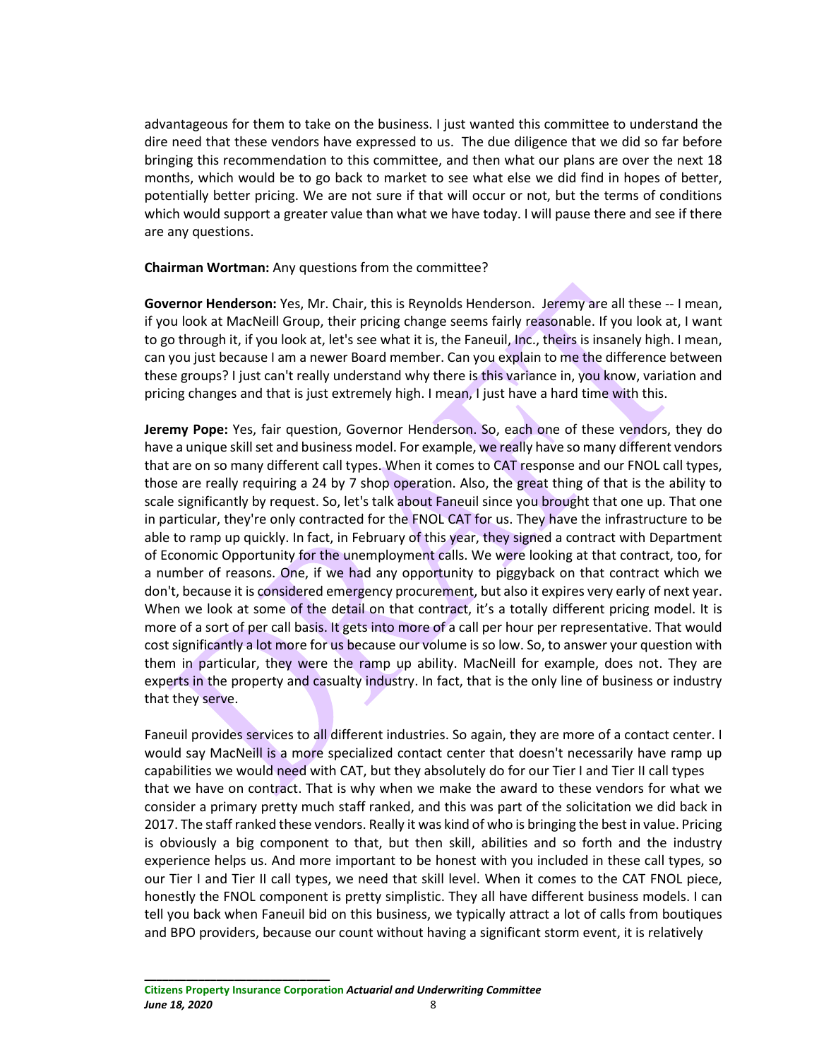advantageous for them to take on the business. I just wanted this committee to understand the dire need that these vendors have expressed to us. The due diligence that we did so far before bringing this recommendation to this committee, and then what our plans are over the next 18 months, which would be to go back to market to see what else we did find in hopes of better, potentially better pricing. We are not sure if that will occur or not, but the terms of conditions which would support a greater value than what we have today. I will pause there and see if there are any questions.

**Chairman Wortman:** Any questions from the committee?

**Governor Henderson:** Yes, Mr. Chair, this is Reynolds Henderson. Jeremy are all these -- I mean, if you look at MacNeill Group, their pricing change seems fairly reasonable. If you look at, I want to go through it, if you look at, let's see what it is, the Faneuil, Inc., theirs is insanely high. I mean, can you just because I am a newer Board member. Can you explain to me the difference between these groups? I just can't really understand why there is this variance in, you know, variation and pricing changes and that is just extremely high. I mean, I just have a hard time with this.

**Jeremy Pope:** Yes, fair question, Governor Henderson. So, each one of these vendors, they do have a unique skill set and business model. For example, we really have so many different vendors that are on so many different call types. When it comes to CAT response and our FNOL call types, those are really requiring a 24 by 7 shop operation. Also, the great thing of that is the ability to scale significantly by request. So, let's talk about Faneuil since you brought that one up. That one in particular, they're only contracted for the FNOL CAT for us. They have the infrastructure to be able to ramp up quickly. In fact, in February of this year, they signed a contract with Department of Economic Opportunity for the unemployment calls. We were looking at that contract, too, for a number of reasons. One, if we had any opportunity to piggyback on that contract which we don't, because it is considered emergency procurement, but also it expires very early of next year. When we look at some of the detail on that contract, it's a totally different pricing model. It is more of a sort of per call basis. It gets into more of a call per hour per representative. That would cost significantly a lot more for us because our volume is so low. So, to answer your question with them in particular, they were the ramp up ability. MacNeill for example, does not. They are experts in the property and casualty industry. In fact, that is the only line of business or industry that they serve.

Faneuil provides services to all different industries. So again, they are more of a contact center. I would say MacNeill is a more specialized contact center that doesn't necessarily have ramp up capabilities we would need with CAT, but they absolutely do for our Tier I and Tier II call types that we have on contract. That is why when we make the award to these vendors for what we consider a primary pretty much staff ranked, and this was part of the solicitation we did back in 2017. The staff ranked these vendors. Really it was kind of who is bringing the best in value. Pricing is obviously a big component to that, but then skill, abilities and so forth and the industry experience helps us. And more important to be honest with you included in these call types, so our Tier I and Tier II call types, we need that skill level. When it comes to the CAT FNOL piece, honestly the FNOL component is pretty simplistic. They all have different business models. I can tell you back when Faneuil bid on this business, we typically attract a lot of calls from boutiques and BPO providers, because our count without having a significant storm event, it is relatively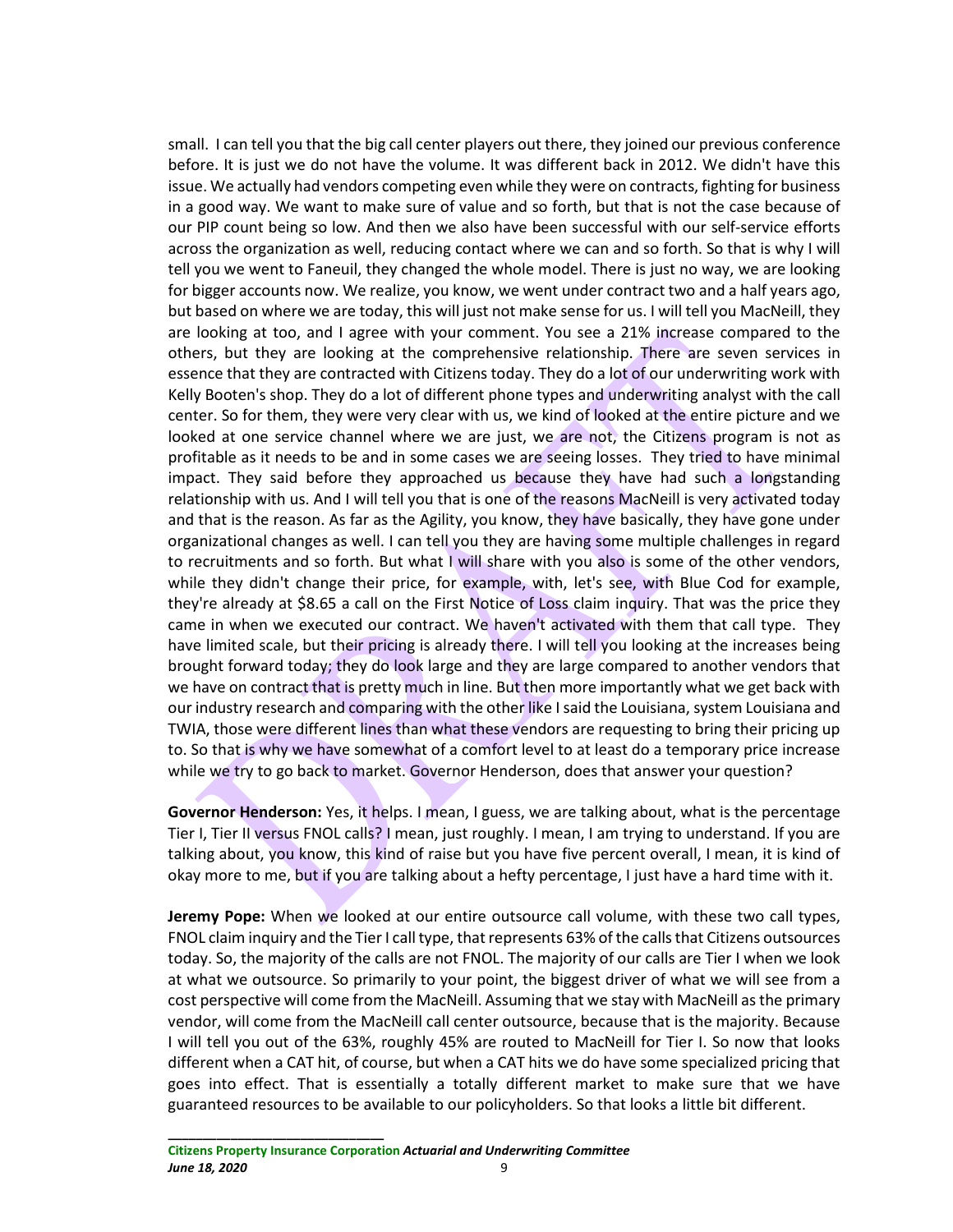small. I can tell you that the big call center players out there, they joined our previous conference before. It is just we do not have the volume. It was different back in 2012. We didn't have this issue. We actually had vendors competing even while they were on contracts, fighting for business in a good way. We want to make sure of value and so forth, but that is not the case because of our PIP count being so low. And then we also have been successful with our self-service efforts across the organization as well, reducing contact where we can and so forth. So that is why I will tell you we went to Faneuil, they changed the whole model. There is just no way, we are looking for bigger accounts now. We realize, you know, we went under contract two and a half years ago, but based on where we are today, this will just not make sense for us. I will tell you MacNeill, they are looking at too, and I agree with your comment. You see a 21% increase compared to the others, but they are looking at the comprehensive relationship. There are seven services in essence that they are contracted with Citizens today. They do a lot of our underwriting work with Kelly Booten's shop. They do a lot of different phone types and underwriting analyst with the call center. So for them, they were very clear with us, we kind of looked at the entire picture and we looked at one service channel where we are just, we are not, the Citizens program is not as profitable as it needs to be and in some cases we are seeing losses. They tried to have minimal impact. They said before they approached us because they have had such a longstanding relationship with us. And I will tell you that is one of the reasons MacNeill is very activated today and that is the reason. As far as the Agility, you know, they have basically, they have gone under organizational changes as well. I can tell you they are having some multiple challenges in regard to recruitments and so forth. But what I will share with you also is some of the other vendors, while they didn't change their price, for example, with, let's see, with Blue Cod for example, they're already at $8.65 a call on the First Notice of Loss claim inquiry. That was the price they came in when we executed our contract. We haven't activated with them that call type. They have limited scale, but their pricing is already there. I will tell you looking at the increases being brought forward today; they do look large and they are large compared to another vendors that we have on contract that is pretty much in line. But then more importantly what we get back with our industry research and comparing with the other like I said the Louisiana, system Louisiana and TWIA, those were different lines than what these vendors are requesting to bring their pricing up to. So that is why we have somewhat of a comfort level to at least do a temporary price increase while we try to go back to market. Governor Henderson, does that answer your question?

**Governor Henderson:** Yes, it helps. I mean, I guess, we are talking about, what is the percentage Tier I, Tier II versus FNOL calls? I mean, just roughly. I mean, I am trying to understand. If you are talking about, you know, this kind of raise but you have five percent overall, I mean, it is kind of okay more to me, but if you are talking about a hefty percentage, I just have a hard time with it.

**Jeremy Pope:** When we looked at our entire outsource call volume, with these two call types, FNOL claim inquiry and the Tier I call type, that represents 63% of the calls that Citizens outsources today. So, the majority of the calls are not FNOL. The majority of our calls are Tier I when we look at what we outsource. So primarily to your point, the biggest driver of what we will see from a cost perspective will come from the MacNeill. Assuming that we stay with MacNeill as the primary vendor, will come from the MacNeill call center outsource, because that is the majority. Because I will tell you out of the 63%, roughly 45% are routed to MacNeill for Tier I. So now that looks different when a CAT hit, of course, but when a CAT hits we do have some specialized pricing that goes into effect. That is essentially a totally different market to make sure that we have guaranteed resources to be available to our policyholders. So that looks a little bit different.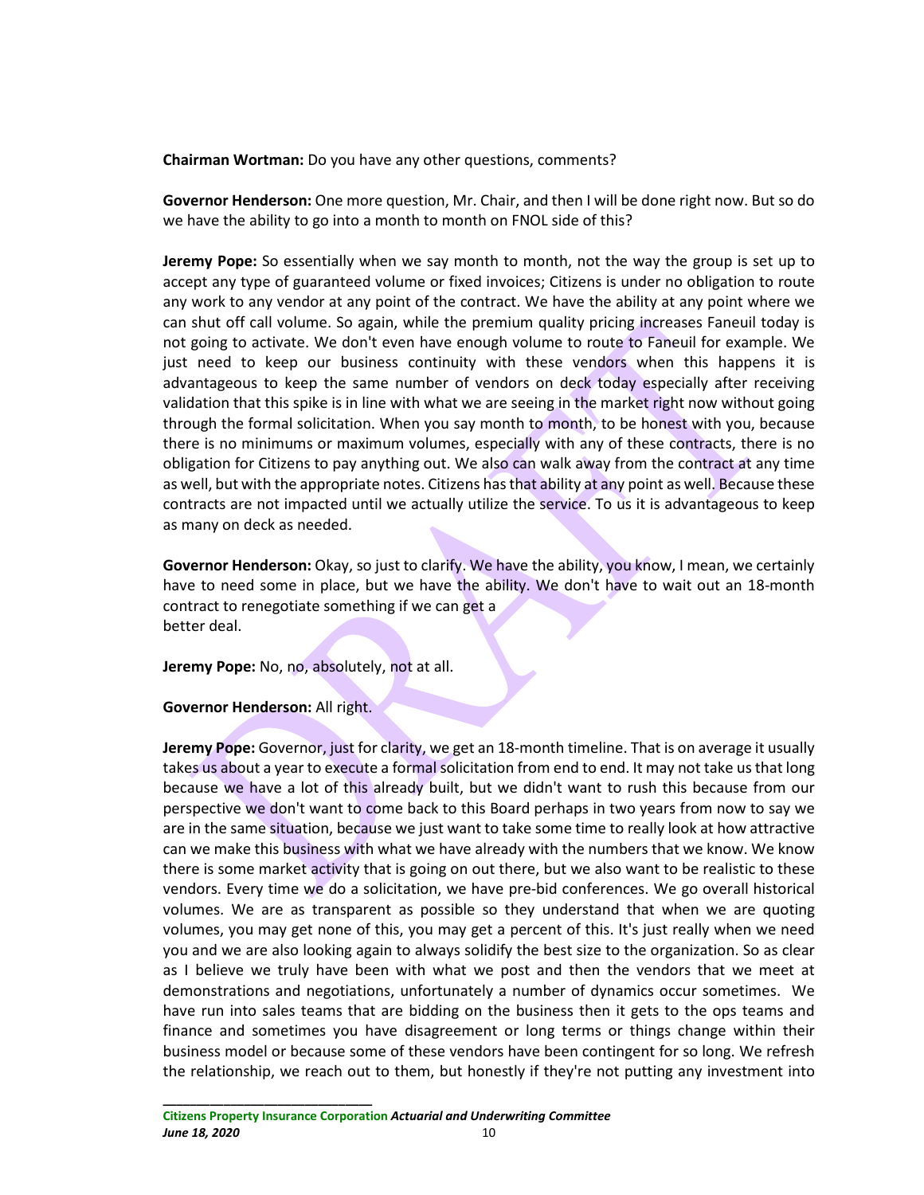**Chairman Wortman:** Do you have any other questions, comments?

**Governor Henderson:** One more question, Mr. Chair, and then I will be done right now. But so do we have the ability to go into a month to month on FNOL side of this?

**Jeremy Pope:** So essentially when we say month to month, not the way the group is set up to accept any type of guaranteed volume or fixed invoices; Citizens is under no obligation to route any work to any vendor at any point of the contract. We have the ability at any point where we can shut off call volume. So again, while the premium quality pricing increases Faneuil today is not going to activate. We don't even have enough volume to route to Faneuil for example. We just need to keep our business continuity with these vendors when this happens it is advantageous to keep the same number of vendors on deck today especially after receiving validation that this spike is in line with what we are seeing in the market right now without going through the formal solicitation. When you say month to month, to be honest with you, because there is no minimums or maximum volumes, especially with any of these contracts, there is no obligation for Citizens to pay anything out. We also can walk away from the contract at any time as well, but with the appropriate notes. Citizens has that ability at any point as well. Because these contracts are not impacted until we actually utilize the service. To us it is advantageous to keep as many on deck as needed.

**Governor Henderson:** Okay, so just to clarify. We have the ability, you know, I mean, we certainly have to need some in place, but we have the ability. We don't have to wait out an 18-month contract to renegotiate something if we can get a better deal.

**Jeremy Pope:** No, no, absolutely, not at all.

**Governor Henderson:** All right.

**Jeremy Pope:** Governor, just for clarity, we get an 18-month timeline. That is on average it usually takes us about a year to execute a formal solicitation from end to end. It may not take us that long because we have a lot of this already built, but we didn't want to rush this because from our perspective we don't want to come back to this Board perhaps in two years from now to say we are in the same situation, because we just want to take some time to really look at how attractive can we make this business with what we have already with the numbers that we know. We know there is some market activity that is going on out there, but we also want to be realistic to these vendors. Every time we do a solicitation, we have pre-bid conferences. We go overall historical volumes. We are as transparent as possible so they understand that when we are quoting volumes, you may get none of this, you may get a percent of this. It's just really when we need you and we are also looking again to always solidify the best size to the organization. So as clear as I believe we truly have been with what we post and then the vendors that we meet at demonstrations and negotiations, unfortunately a number of dynamics occur sometimes. We have run into sales teams that are bidding on the business then it gets to the ops teams and finance and sometimes you have disagreement or long terms or things change within their business model or because some of these vendors have been contingent for so long. We refresh the relationship, we reach out to them, but honestly if they're not putting any investment into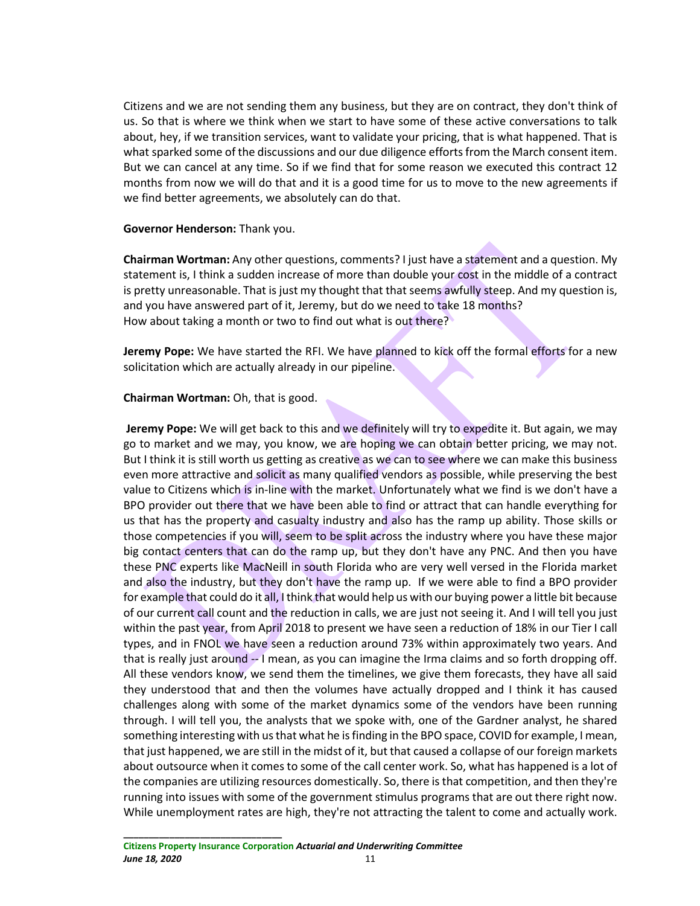Citizens and we are not sending them any business, but they are on contract, they don't think of us. So that is where we think when we start to have some of these active conversations to talk about, hey, if we transition services, want to validate your pricing, that is what happened. That is what sparked some of the discussions and our due diligence efforts from the March consent item. But we can cancel at any time. So if we find that for some reason we executed this contract 12 months from now we will do that and it is a good time for us to move to the new agreements if we find better agreements, we absolutely can do that.

**Governor Henderson:** Thank you.

**Chairman Wortman:** Any other questions, comments? I just have a statement and a question. My statement is, I think a sudden increase of more than double your cost in the middle of a contract is pretty unreasonable. That is just my thought that that seems awfully steep. And my question is, and you have answered part of it, Jeremy, but do we need to take 18 months?
How about taking a month or two to find out what is out there?

**Jeremy Pope:** We have started the RFI. We have planned to kick off the formal efforts for a new solicitation which are actually already in our pipeline.

**Chairman Wortman:** Oh, that is good.

**Jeremy Pope:** We will get back to this and we definitely will try to expedite it. But again, we may go to market and we may, you know, we are hoping we can obtain better pricing, we may not. But I think it is still worth us getting as creative as we can to see where we can make this business even more attractive and solicit as many qualified vendors as possible, while preserving the best value to Citizens which is in-line with the market. Unfortunately what we find is we don't have a BPO provider out there that we have been able to find or attract that can handle everything for us that has the property and casualty industry and also has the ramp up ability. Those skills or those competencies if you will, seem to be split across the industry where you have these major big contact centers that can do the ramp up, but they don't have any PNC. And then you have these PNC experts like MacNeill in south Florida who are very well versed in the Florida market and also the industry, but they don't have the ramp up. If we were able to find a BPO provider for example that could do it all, I think that would help us with our buying power a little bit because of our current call count and the reduction in calls, we are just not seeing it. And I will tell you just within the past year, from April 2018 to present we have seen a reduction of 18% in our Tier I call types, and in FNOL we have seen a reduction around 73% within approximately two years. And that is really just around -- I mean, as you can imagine the Irma claims and so forth dropping off. All these vendors know, we send them the timelines, we give them forecasts, they have all said they understood that and then the volumes have actually dropped and I think it has caused challenges along with some of the market dynamics some of the vendors have been running through. I will tell you, the analysts that we spoke with, one of the Gardner analyst, he shared something interesting with us that what he is finding in the BPO space, COVID for example, I mean, that just happened, we are still in the midst of it, but that caused a collapse of our foreign markets about outsource when it comes to some of the call center work. So, what has happened is a lot of the companies are utilizing resources domestically. So, there is that competition, and then they're running into issues with some of the government stimulus programs that are out there right now. While unemployment rates are high, they're not attracting the talent to come and actually work.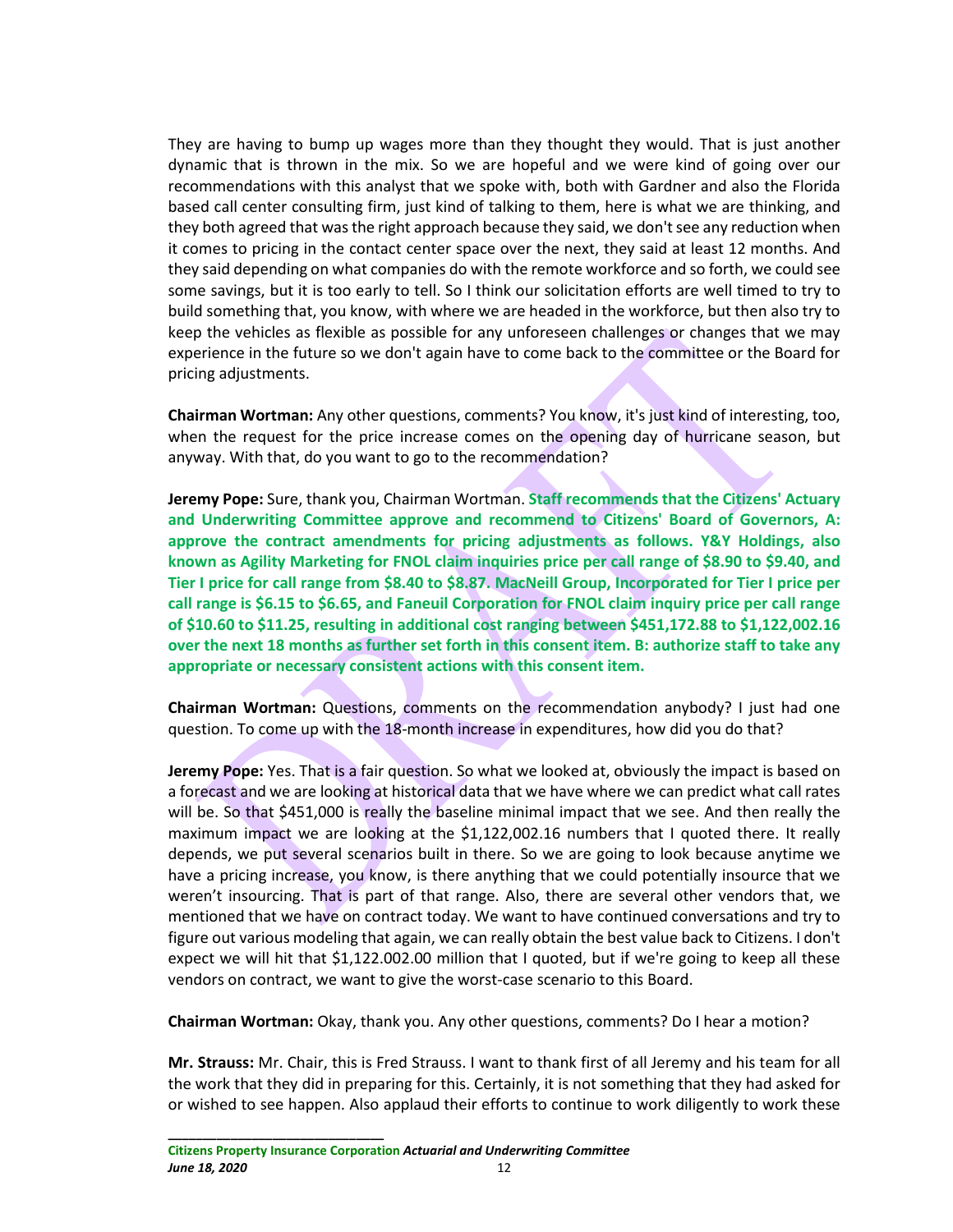They are having to bump up wages more than they thought they would. That is just another dynamic that is thrown in the mix. So we are hopeful and we were kind of going over our recommendations with this analyst that we spoke with, both with Gardner and also the Florida based call center consulting firm, just kind of talking to them, here is what we are thinking, and they both agreed that was the right approach because they said, we don't see any reduction when it comes to pricing in the contact center space over the next, they said at least 12 months. And they said depending on what companies do with the remote workforce and so forth, we could see some savings, but it is too early to tell. So I think our solicitation efforts are well timed to try to build something that, you know, with where we are headed in the workforce, but then also try to keep the vehicles as flexible as possible for any unforeseen challenges or changes that we may experience in the future so we don't again have to come back to the committee or the Board for pricing adjustments.

**Chairman Wortman:** Any other questions, comments? You know, it's just kind of interesting, too, when the request for the price increase comes on the opening day of hurricane season, but anyway. With that, do you want to go to the recommendation?

**Jeremy Pope:** Sure, thank you, Chairman Wortman. **Staff recommends that the Citizens' Actuary and Underwriting Committee approve and recommend to Citizens' Board of Governors, A: approve the contract amendments for pricing adjustments as follows. Y&Y Holdings, also known as Agility Marketing for FNOL claim inquiries price per call range of $8.90 to $9.40, and Tier I price for call range from $8.40 to $8.87. MacNeill Group, Incorporated for Tier I price per call range is $6.15 to $6.65, and Faneuil Corporation for FNOL claim inquiry price per call range of $10.60 to $11.25, resulting in additional cost ranging between $451,172.88 to $1,122,002.16 over the next 18 months as further set forth in this consent item. B: authorize staff to take any appropriate or necessary consistent actions with this consent item.**

**Chairman Wortman:** Questions, comments on the recommendation anybody? I just had one question. To come up with the 18-month increase in expenditures, how did you do that?

**Jeremy Pope:** Yes. That is a fair question. So what we looked at, obviously the impact is based on a forecast and we are looking at historical data that we have where we can predict what call rates will be. So that $451,000 is really the baseline minimal impact that we see. And then really the maximum impact we are looking at the $1,122,002.16 numbers that I quoted there. It really depends, we put several scenarios built in there. So we are going to look because anytime we have a pricing increase, you know, is there anything that we could potentially insource that we weren't insourcing. That is part of that range. Also, there are several other vendors that, we mentioned that we have on contract today. We want to have continued conversations and try to figure out various modeling that again, we can really obtain the best value back to Citizens. I don't expect we will hit that $1,122.002.00 million that I quoted, but if we're going to keep all these vendors on contract, we want to give the worst-case scenario to this Board.

**Chairman Wortman:** Okay, thank you. Any other questions, comments? Do I hear a motion?

**Mr. Strauss:** Mr. Chair, this is Fred Strauss. I want to thank first of all Jeremy and his team for all the work that they did in preparing for this. Certainly, it is not something that they had asked for or wished to see happen. Also applaud their efforts to continue to work diligently to work these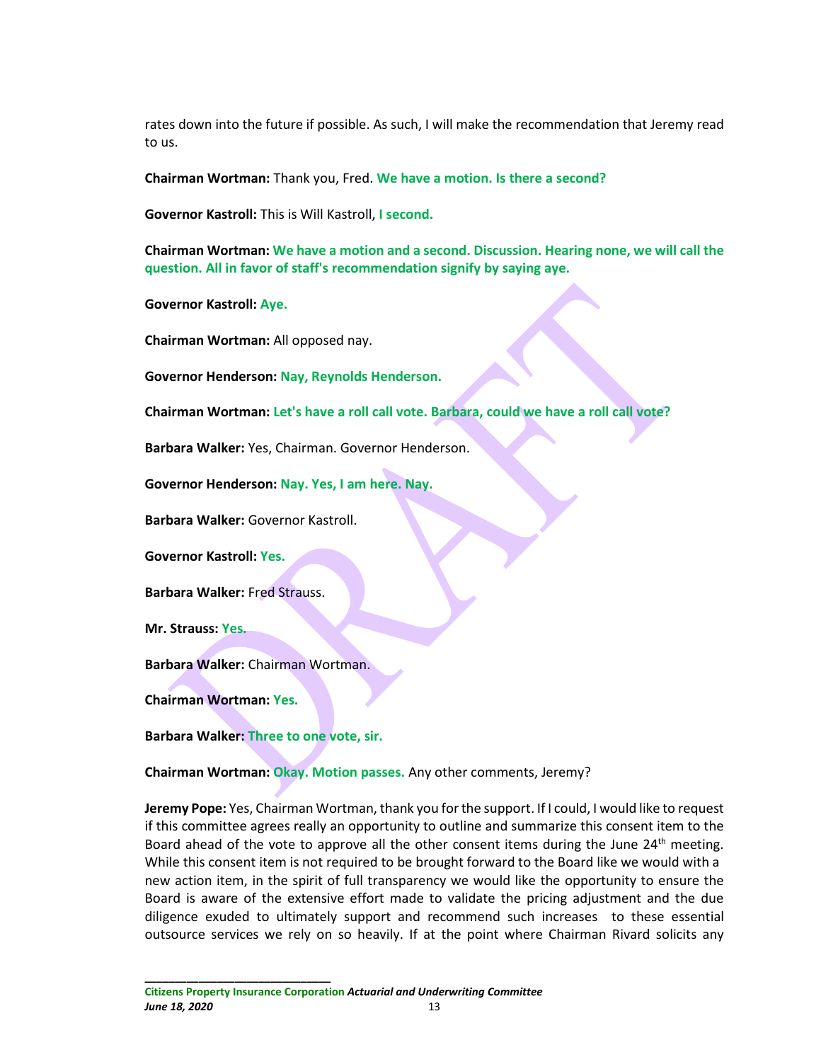rates down into the future if possible. As such, I will make the recommendation that Jeremy read to us.

**Chairman Wortman:** Thank you, Fred. **We have a motion. Is there a second?**

**Governor Kastroll:** This is Will Kastroll, **I second.**

**Chairman Wortman:** **We have a motion and a second. Discussion. Hearing none, we will call the question. All in favor of staff's recommendation signify by saying aye.**

**Governor Kastroll:** **Aye.**

**Chairman Wortman:** All opposed nay.

**Governor Henderson:** **Nay, Reynolds Henderson.**

**Chairman Wortman:** **Let's have a roll call vote. Barbara, could we have a roll call vote?**

**Barbara Walker:** Yes, Chairman. Governor Henderson.

**Governor Henderson:** **Nay. Yes, I am here. Nay.**

**Barbara Walker:** Governor Kastroll.

**Governor Kastroll:** **Yes.**

**Barbara Walker:** Fred Strauss.

**Mr. Strauss:** **Yes.**

**Barbara Walker:** Chairman Wortman.

**Chairman Wortman:** **Yes.**

**Barbara Walker:** **Three to one vote, sir.**

**Chairman Wortman:** **Okay. Motion passes.** Any other comments, Jeremy?

**Jeremy Pope:** Yes, Chairman Wortman, thank you for the support. If I could, I would like to request if this committee agrees really an opportunity to outline and summarize this consent item to the Board ahead of the vote to approve all the other consent items during the June 24th meeting. While this consent item is not required to be brought forward to the Board like we would with a new action item, in the spirit of full transparency we would like the opportunity to ensure the Board is aware of the extensive effort made to validate the pricing adjustment and the due diligence exuded to ultimately support and recommend such increases to these essential outsource services we rely on so heavily. If at the point where Chairman Rivard solicits any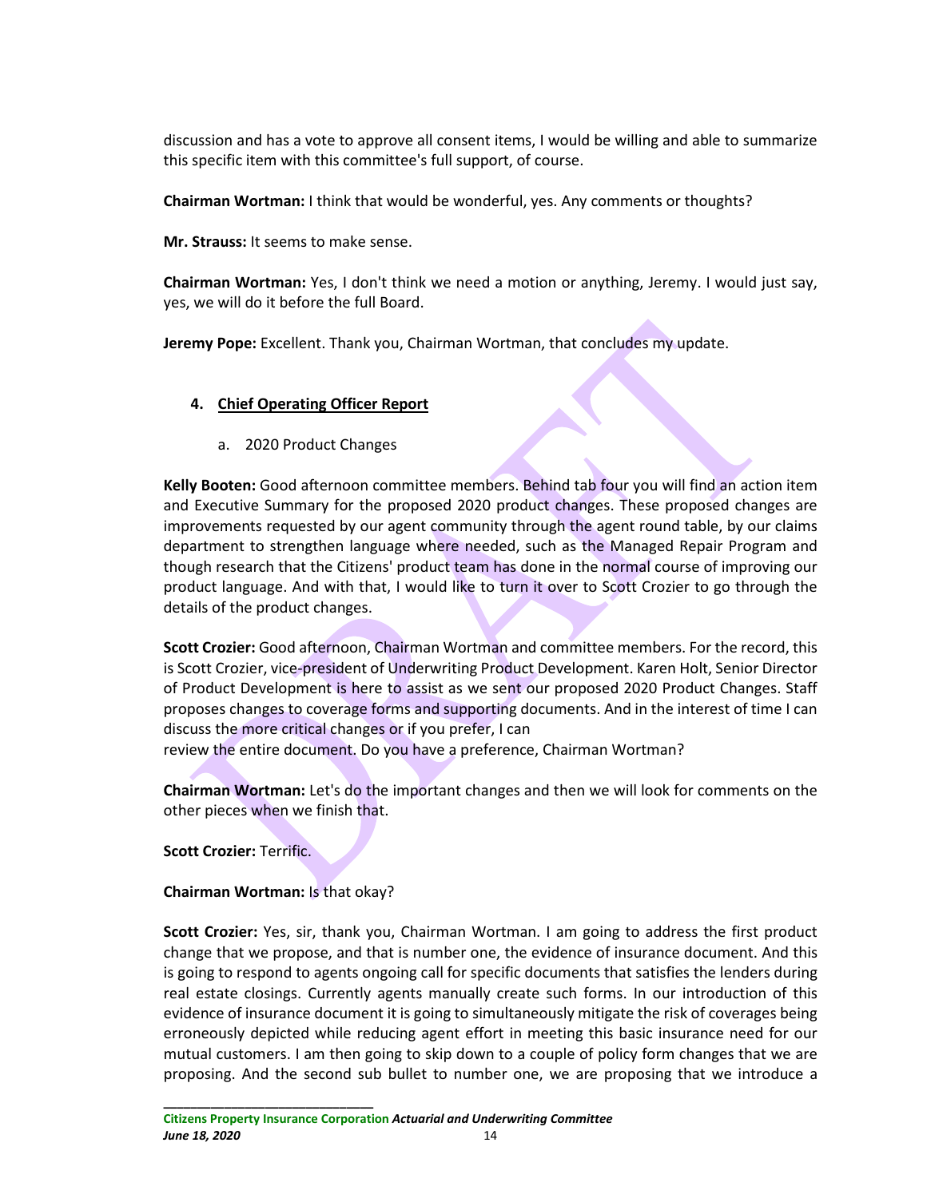discussion and has a vote to approve all consent items, I would be willing and able to summarize this specific item with this committee's full support, of course.

**Chairman Wortman:** I think that would be wonderful, yes. Any comments or thoughts?

**Mr. Strauss:** It seems to make sense.

**Chairman Wortman:** Yes, I don't think we need a motion or anything, Jeremy. I would just say, yes, we will do it before the full Board.

**Jeremy Pope:** Excellent. Thank you, Chairman Wortman, that concludes my update.

4. **Chief Operating Officer Report**

   a. 2020 Product Changes

**Kelly Booten:** Good afternoon committee members. Behind tab four you will find an action item and Executive Summary for the proposed 2020 product changes. These proposed changes are improvements requested by our agent community through the agent round table, by our claims department to strengthen language where needed, such as the Managed Repair Program and though research that the Citizens' product team has done in the normal course of improving our product language. And with that, I would like to turn it over to Scott Crozier to go through the details of the product changes.

**Scott Crozier:** Good afternoon, Chairman Wortman and committee members. For the record, this is Scott Crozier, vice-president of Underwriting Product Development. Karen Holt, Senior Director of Product Development is here to assist as we sent our proposed 2020 Product Changes. Staff proposes changes to coverage forms and supporting documents. And in the interest of time I can discuss the more critical changes or if you prefer, I can
review the entire document. Do you have a preference, Chairman Wortman?

**Chairman Wortman:** Let's do the important changes and then we will look for comments on the other pieces when we finish that.

**Scott Crozier:** Terrific.

**Chairman Wortman:** Is that okay?

**Scott Crozier:** Yes, sir, thank you, Chairman Wortman. I am going to address the first product change that we propose, and that is number one, the evidence of insurance document. And this is going to respond to agents ongoing call for specific documents that satisfies the lenders during real estate closings. Currently agents manually create such forms. In our introduction of this evidence of insurance document it is going to simultaneously mitigate the risk of coverages being erroneously depicted while reducing agent effort in meeting this basic insurance need for our mutual customers. I am then going to skip down to a couple of policy form changes that we are proposing. And the second sub bullet to number one, we are proposing that we introduce a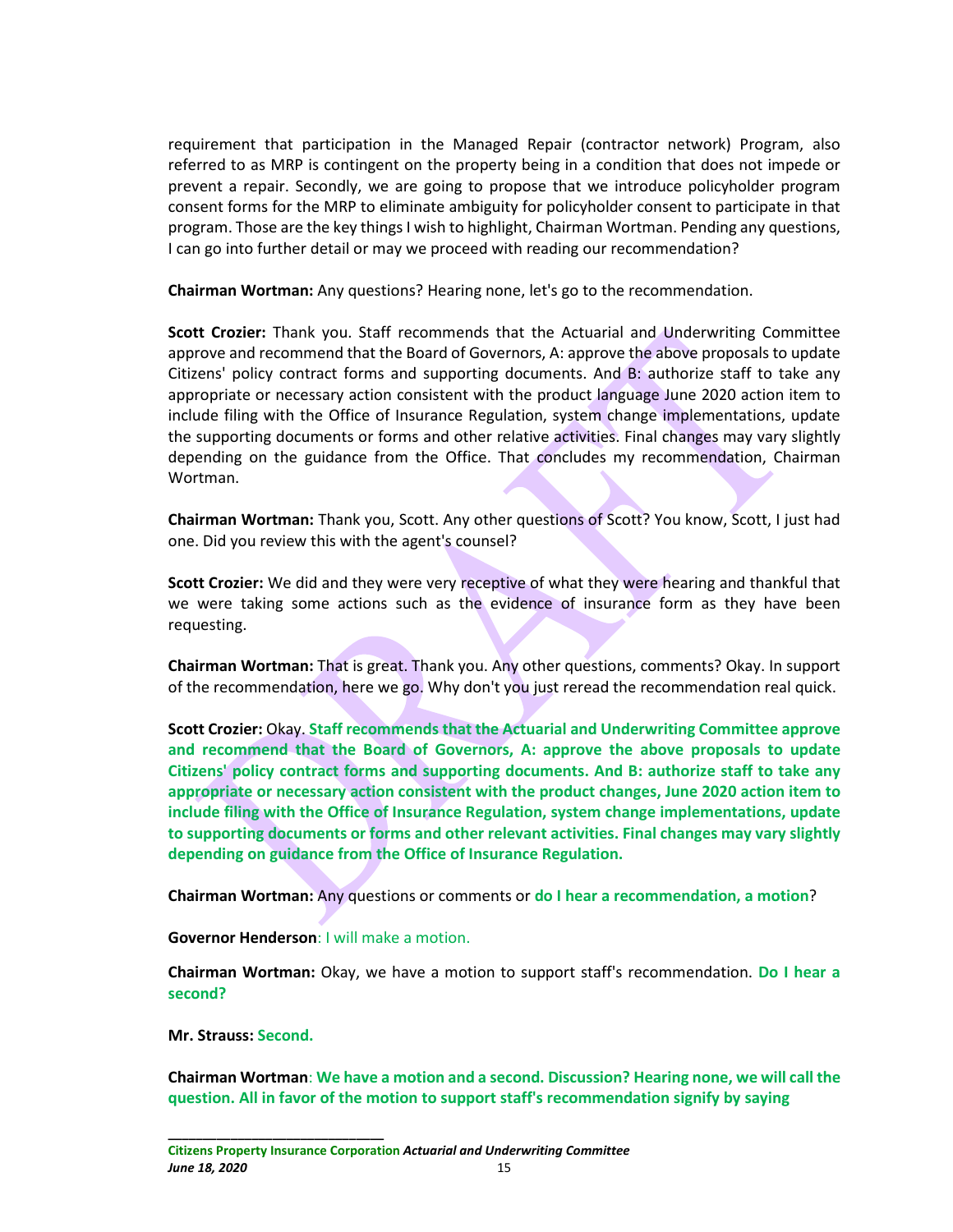requirement that participation in the Managed Repair (contractor network) Program, also referred to as MRP is contingent on the property being in a condition that does not impede or prevent a repair. Secondly, we are going to propose that we introduce policyholder program consent forms for the MRP to eliminate ambiguity for policyholder consent to participate in that program. Those are the key things I wish to highlight, Chairman Wortman. Pending any questions, I can go into further detail or may we proceed with reading our recommendation?

**Chairman Wortman:** Any questions? Hearing none, let's go to the recommendation.

**Scott Crozier:** Thank you. Staff recommends that the Actuarial and Underwriting Committee approve and recommend that the Board of Governors, A: approve the above proposals to update Citizens' policy contract forms and supporting documents. And B: authorize staff to take any appropriate or necessary action consistent with the product language June 2020 action item to include filing with the Office of Insurance Regulation, system change implementations, update the supporting documents or forms and other relative activities. Final changes may vary slightly depending on the guidance from the Office. That concludes my recommendation, Chairman Wortman.

**Chairman Wortman:** Thank you, Scott. Any other questions of Scott? You know, Scott, I just had one. Did you review this with the agent's counsel?

**Scott Crozier:** We did and they were very receptive of what they were hearing and thankful that we were taking some actions such as the evidence of insurance form as they have been requesting.

**Chairman Wortman:** That is great. Thank you. Any other questions, comments? Okay. In support of the recommendation, here we go. Why don't you just reread the recommendation real quick.

**Scott Crozier:** Okay. **Staff recommends that the Actuarial and Underwriting Committee approve and recommend that the Board of Governors, A: approve the above proposals to update Citizens' policy contract forms and supporting documents. And B: authorize staff to take any appropriate or necessary action consistent with the product changes, June 2020 action item to include filing with the Office of Insurance Regulation, system change implementations, update to supporting documents or forms and other relevant activities. Final changes may vary slightly depending on guidance from the Office of Insurance Regulation.**

**Chairman Wortman:** Any questions or comments or **do I hear a recommendation, a motion**?

**Governor Henderson**: I will make a motion.

**Chairman Wortman:** Okay, we have a motion to support staff's recommendation. **Do I hear a second?**

**Mr. Strauss:** **Second.**

**Chairman Wortman**: **We have a motion and a second. Discussion? Hearing none, we will call the question. All in favor of the motion to support staff's recommendation signify by saying**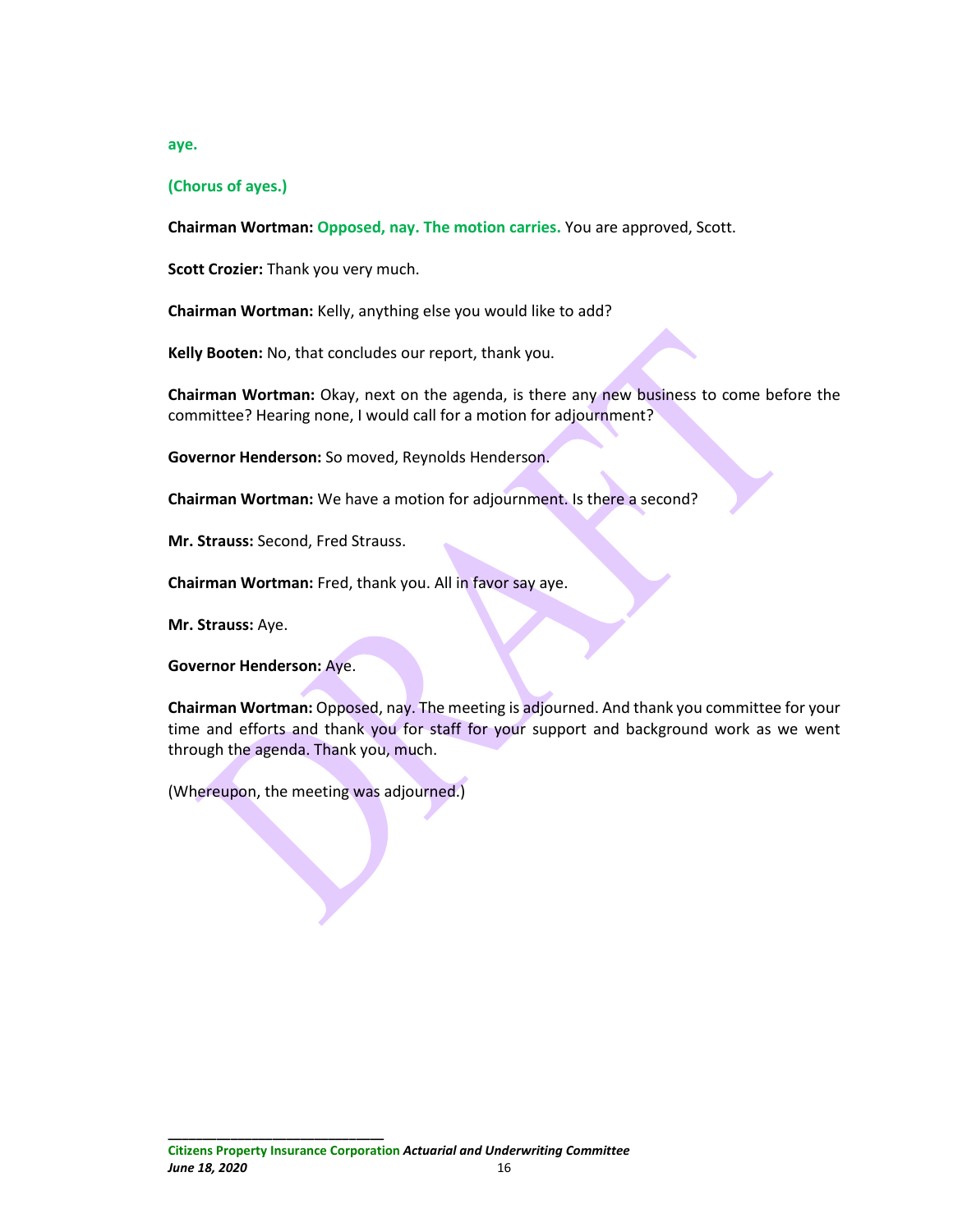aye.

(Chorus of ayes.)

**Chairman Wortman:** Opposed, nay. The motion carries. You are approved, Scott.

**Scott Crozier:** Thank you very much.

**Chairman Wortman:** Kelly, anything else you would like to add?

**Kelly Booten:** No, that concludes our report, thank you.

**Chairman Wortman:** Okay, next on the agenda, is there any new business to come before the committee? Hearing none, I would call for a motion for adjournment?

**Governor Henderson:** So moved, Reynolds Henderson.

**Chairman Wortman:** We have a motion for adjournment. Is there a second?

**Mr. Strauss:** Second, Fred Strauss.

**Chairman Wortman:** Fred, thank you. All in favor say aye.

**Mr. Strauss:** Aye.

**Governor Henderson:** Aye.

**Chairman Wortman:** Opposed, nay. The meeting is adjourned. And thank you committee for your time and efforts and thank you for staff for your support and background work as we went through the agenda. Thank you, much.

(Whereupon, the meeting was adjourned.)